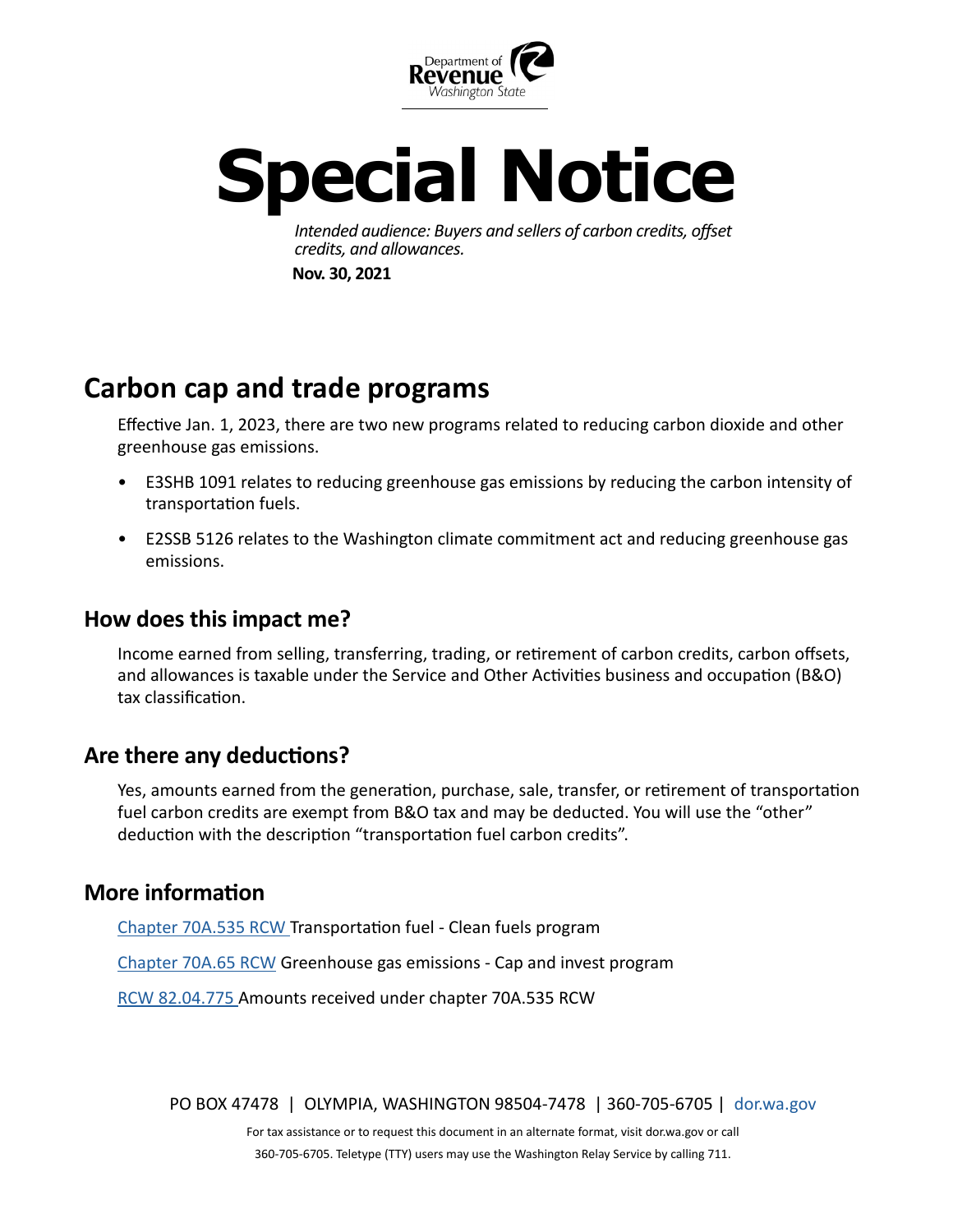Department of Revenue Washington State

# Special Notice

*Intended audience: Buyers and sellers of carbon credits, offset credits, and allowances.*

**Nov. 30, 2021**

## Carbon cap and trade programs

Effective Jan. 1, 2023, there are two new programs related to reducing carbon dioxide and other greenhouse gas emissions.

- E3SHB 1091 relates to reducing greenhouse gas emissions by reducing the carbon intensity of transportation fuels.
- E2SSB 5126 relates to the Washington climate commitment act and reducing greenhouse gas emissions.

### How does this impact me?

Income earned from selling, transferring, trading, or retirement of carbon credits, carbon offsets, and allowances is taxable under the Service and Other Activities business and occupation (B&O) tax classification.

### Are there any deductions?

Yes, amounts earned from the generation, purchase, sale, transfer, or retirement of transportation fuel carbon credits are exempt from B&O tax and may be deducted. You will use the "other" deduction with the description "transportation fuel carbon credits".

### More information

Chapter 70A.535 RCW Transportation fuel - Clean fuels program

Chapter 70A.65 RCW Greenhouse gas emissions - Cap and invest program

RCW 82.04.775 Amounts received under chapter 70A.535 RCW

PO BOX 47478 | OLYMPIA, WASHINGTON 98504-7478 | 360-705-6705 | dor.wa.gov

For tax assistance or to request this document in an alternate format, visit dor.wa.gov or call 360-705-6705. Teletype (TTY) users may use the Washington Relay Service by calling 711.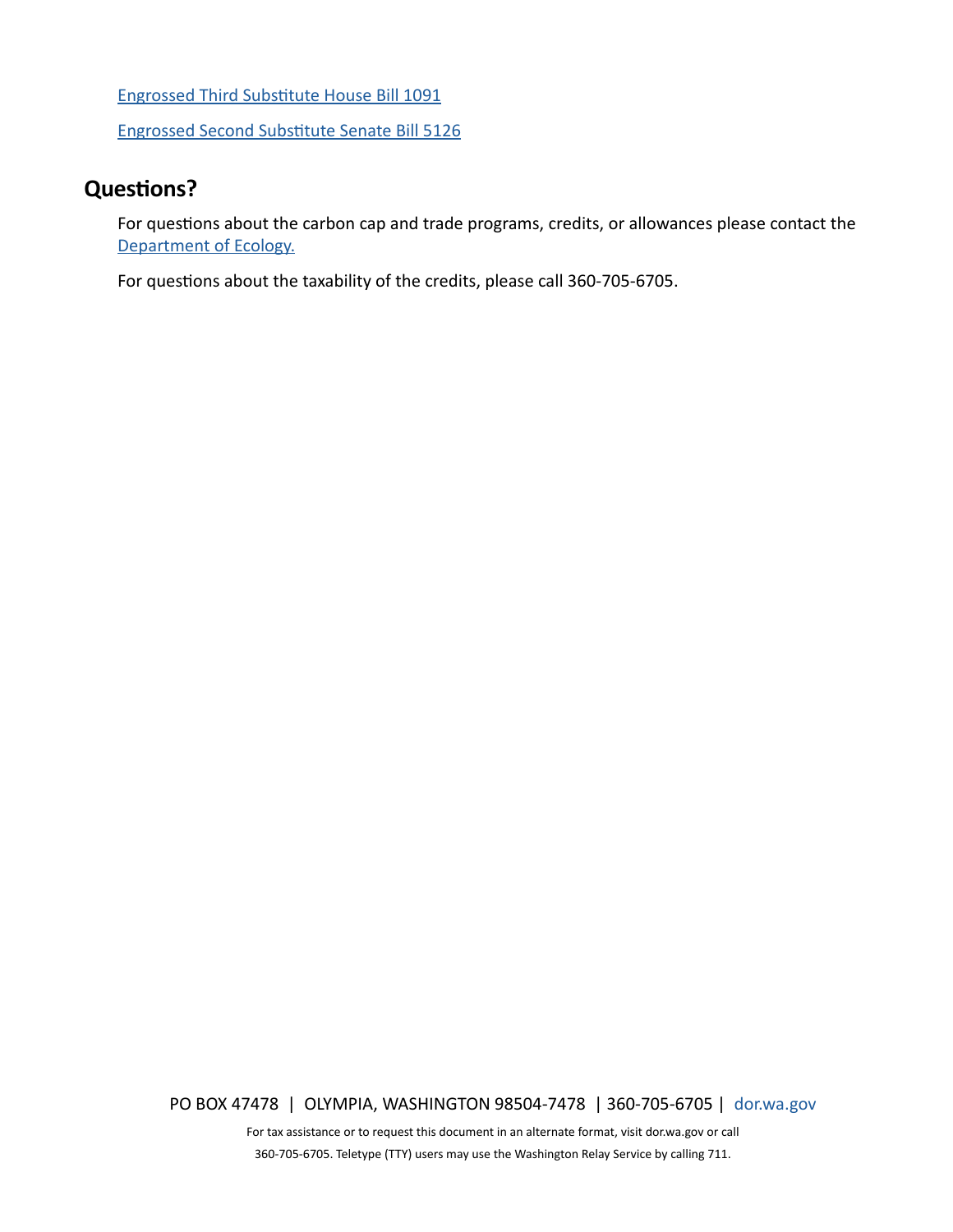[Engrossed Third Substitute House Bill 1091](#)

[Engrossed Second Substitute Senate Bill 5126](#)

## Questions?

For questions about the carbon cap and trade programs, credits, or allowances please contact the [Department of Ecology.](#)

For questions about the taxability of the credits, please call 360-705-6705.

PO BOX 47478 | OLYMPIA, WASHINGTON 98504-7478 | 360-705-6705 | dor.wa.gov

For tax assistance or to request this document in an alternate format, visit dor.wa.gov or call 360-705-6705. Teletype (TTY) users may use the Washington Relay Service by calling 711.